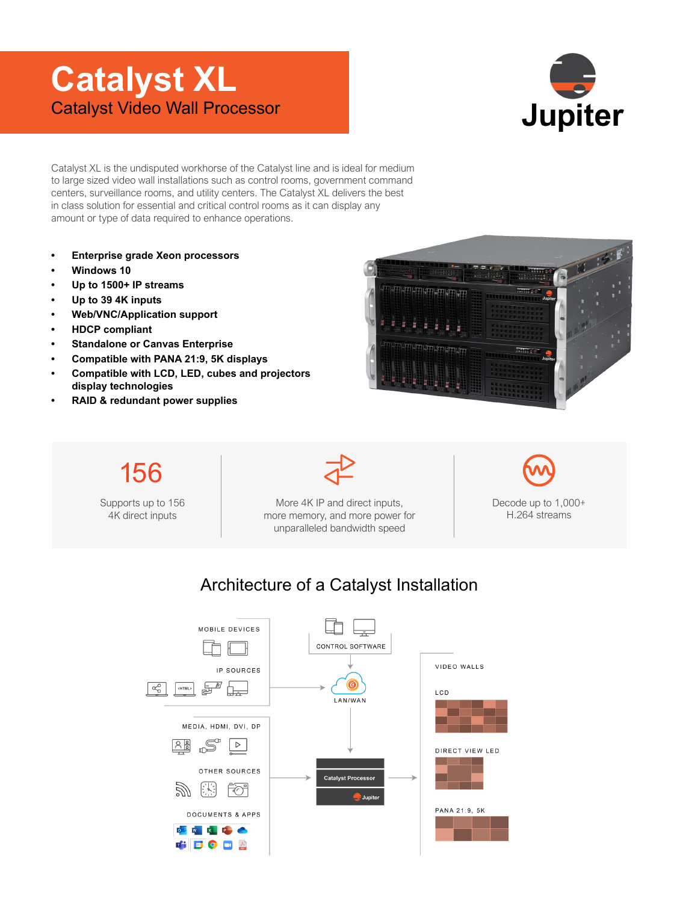# Catalyst XL

Catalyst Video Wall Processor

Jupiter

Catalyst XL is the undisputed workhorse of the Catalyst line and is ideal for medium to large sized video wall installations such as control rooms, government command centers, surveillance rooms, and utility centers. The Catalyst XL delivers the best in class solution for essential and critical control rooms as it can display any amount or type of data required to enhance operations.

- **Enterprise grade Xeon processors**
- **Windows 10**
- **Up to 1500+ IP streams**
- **Up to 39 4K inputs**
- **Web/VNC/Application support**
- **HDCP compliant**
- **Standalone or Canvas Enterprise**
- **Compatible with PANA 21:9, 5K displays**
- **Compatible with LCD, LED, cubes and projectors display technologies**
- **RAID & redundant power supplies**

156

Supports up to 156 4K direct inputs

More 4K IP and direct inputs, more memory, and more power for unparalleled bandwidth speed

Decode up to 1,000+ H.264 streams

## Architecture of a Catalyst Installation

MOBILE DEVICES

IP SOURCES

MEDIA, HDMI, DVI, DP

OTHER SOURCES

DOCUMENTS & APPS

CONTROL SOFTWARE

LAN/WAN

Catalyst Processor

Jupiter

VIDEO WALLS

LCD

DIRECT VIEW LED

PANA 21:9, 5K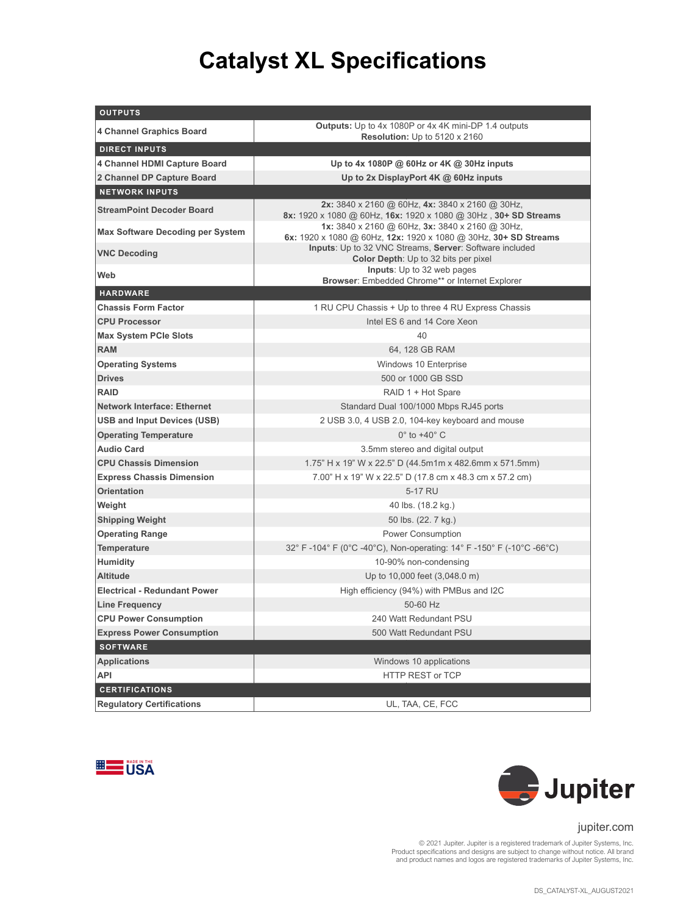# Catalyst XL Specifications

| | |
|---|---|
| **OUTPUTS** | |
| **4 Channel Graphics Board** | **Outputs:** Up to 4x 1080P or 4x 4K mini-DP 1.4 outputs<br>**Resolution:** Up to 5120 x 2160 |
| **DIRECT INPUTS** | |
| **4 Channel HDMI Capture Board** | **Up to 4x 1080P @ 60Hz or 4K @ 30Hz inputs** |
| **2 Channel DP Capture Board** | **Up to 2x DisplayPort 4K @ 60Hz inputs** |
| **NETWORK INPUTS** | |
| **StreamPoint Decoder Board** | **2x:** 3840 x 2160 @ 60Hz, **4x:** 3840 x 2160 @ 30Hz,<br>**8x:** 1920 x 1080 @ 60Hz, **16x:** 1920 x 1080 @ 30Hz , **30+ SD Streams** |
| **Max Software Decoding per System** | **1x:** 3840 x 2160 @ 60Hz, **3x:** 3840 x 2160 @ 30Hz,<br>**6x:** 1920 x 1080 @ 60Hz, **12x:** 1920 x 1080 @ 30Hz, **30+ SD Streams** |
| **VNC Decoding** | **Inputs**: Up to 32 VNC Streams, **Server**: Software included<br>**Color Depth**: Up to 32 bits per pixel |
| **Web** | **Inputs**: Up to 32 web pages<br>**Browser**: Embedded Chrome** or Internet Explorer |
| **HARDWARE** | |
| **Chassis Form Factor** | 1 RU CPU Chassis + Up to three 4 RU Express Chassis |
| **CPU Processor** | Intel ES 6 and 14 Core Xeon |
| **Max System PCIe Slots** | 40 |
| **RAM** | 64, 128 GB RAM |
| **Operating Systems** | Windows 10 Enterprise |
| **Drives** | 500 or 1000 GB SSD |
| **RAID** | RAID 1 + Hot Spare |
| **Network Interface: Ethernet** | Standard Dual 100/1000 Mbps RJ45 ports |
| **USB and Input Devices (USB)** | 2 USB 3.0, 4 USB 2.0, 104-key keyboard and mouse |
| **Operating Temperature** | 0° to +40° C |
| **Audio Card** | 3.5mm stereo and digital output |
| **CPU Chassis Dimension** | 1.75" H x 19" W x 22.5" D (44.5m1m x 482.6mm x 571.5mm) |
| **Express Chassis Dimension** | 7.00" H x 19" W x 22.5" D (17.8 cm x 48.3 cm x 57.2 cm) |
| **Orientation** | 5-17 RU |
| **Weight** | 40 lbs. (18.2 kg.) |
| **Shipping Weight** | 50 lbs. (22. 7 kg.) |
| **Operating Range** | Power Consumption |
| **Temperature** | 32° F -104° F (0°C -40°C), Non-operating: 14° F -150° F (-10°C -66°C) |
| **Humidity** | 10-90% non-condensing |
| **Altitude** | Up to 10,000 feet (3,048.0 m) |
| **Electrical - Redundant Power** | High efficiency (94%) with PMBus and I2C |
| **Line Frequency** | 50-60 Hz |
| **CPU Power Consumption** | 240 Watt Redundant PSU |
| **Express Power Consumption** | 500 Watt Redundant PSU |
| **SOFTWARE** | |
| **Applications** | Windows 10 applications |
| **API** | HTTP REST or TCP |
| **CERTIFICATIONS** | |
| **Regulatory Certifications** | UL, TAA, CE, FCC |

MADE IN THE USA

Jupiter

jupiter.com

© 2021 Jupiter. Jupiter is a registered trademark of Jupiter Systems, Inc.
Product specifications and designs are subject to change without notice. All brand and product names and logos are registered trademarks of Jupiter Systems, Inc.

DS_CATALYST-XL_AUGUST2021